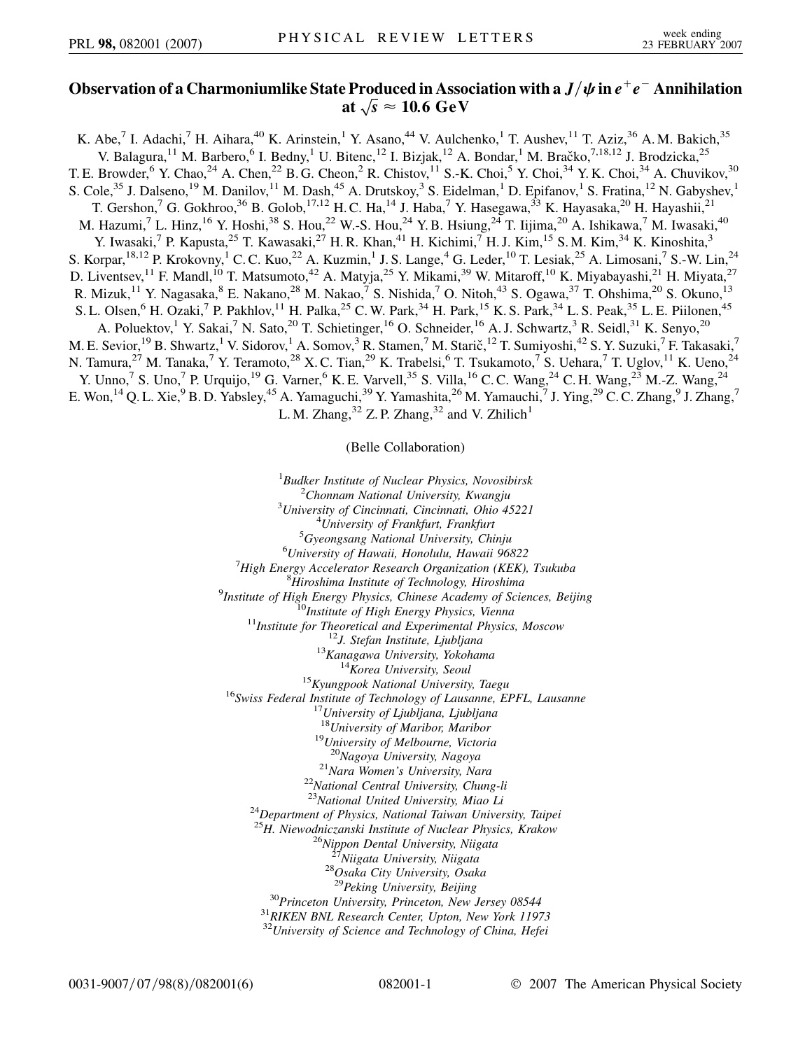# Observation of a Charmoniumlike State Produced in Association with a $J/\psi$ in $e^+e^-$ Annihilation at $\sqrt{s} \approx 10.6$ GeV

K. Abe,[7] I. Adachi,[7] H. Aihara,[40] K. Arinstein,[1] Y. Asano,[44] V. Aulchenko,[1] T. Aushev,[11] T. Aziz,[36] A. M. Bakich,[35] V. Balagura,[11] M. Barbero,[6] I. Bedny,[1] U. Bitenc,[12] I. Bizjak,[12] A. Bondar,[1] M. Bračko,[7,18,12] J. Brodzicka,[25] T. E. Browder,[6] Y. Chao,[24] A. Chen,[22] B. G. Cheon,[2] R. Chistov,[11] S.-K. Choi,[5] Y. Choi,[34] Y. K. Choi,[34] A. Chuvikov,[30] S. Cole,[35] J. Dalseno,[19] M. Danilov,[11] M. Dash,[45] A. Drutskoy,[3] S. Eidelman,[1] D. Epifanov,[1] S. Fratina,[12] N. Gabyshev,[1] T. Gershon,[7] G. Gokhroo,[36] B. Golob,[17,12] H. C. Ha,[14] J. Haba,[7] Y. Hasegawa,[33] K. Hayasaka,[20] H. Hayashii,[21] M. Hazumi,[7] L. Hinz,[16] Y. Hoshi,[38] S. Hou,[22] W.-S. Hou,[24] Y. B. Hsiung,[24] T. Iijima,[20] A. Ishikawa,[7] M. Iwasaki,[40] Y. Iwasaki,[7] P. Kapusta,[25] T. Kawasaki,[27] H. R. Khan,[41] H. Kichimi,[7] H. J. Kim,[15] S. M. Kim,[34] K. Kinoshita,[3] S. Korpar,[18,12] P. Krokovny,[1] C. C. Kuo,[22] A. Kuzmin,[1] J. S. Lange,[4] G. Leder,[10] T. Lesiak,[25] A. Limosani,[7] S.-W. Lin,[24] D. Liventsev,[11] F. Mandl,[10] T. Matsumoto,[42] A. Matyja,[25] Y. Mikami,[39] W. Mitaroff,[10] K. Miyabayashi,[21] H. Miyata,[27] R. Mizuk,[11] Y. Nagasaka,[8] E. Nakano,[28] M. Nakao,[7] S. Nishida,[7] O. Nitoh,[43] S. Ogawa,[37] T. Ohshima,[20] S. Okuno,[13] S. L. Olsen,[6] H. Ozaki,[7] P. Pakhlov,[11] H. Palka,[25] C. W. Park,[34] H. Park,[15] K. S. Park,[34] L. S. Peak,[35] L. E. Piilonen,[45] A. Poluektov,[1] Y. Sakai,[7] N. Sato,[20] T. Schietinger,[16] O. Schneider,[16] A. J. Schwartz,[3] R. Seidl,[31] K. Senyo,[20] M. E. Sevior,[19] B. Shwartz,[1] V. Sidorov,[1] A. Somov,[3] R. Stamen,[7] M. Starič,[12] T. Sumiyoshi,[42] S. Y. Suzuki,[7] F. Takasaki,[7] N. Tamura,[27] M. Tanaka,[7] Y. Teramoto,[28] X. C. Tian,[29] K. Trabelsi,[6] T. Tsukamoto,[7] S. Uehara,[7] T. Uglov,[11] K. Ueno,[24] Y. Unno,[7] S. Uno,[7] P. Urquijo,[19] G. Varner,[6] K. E. Varvell,[35] S. Villa,[16] C. C. Wang,[24] C. H. Wang,[23] M.-Z. Wang,[24] E. Won,[14] Q. L. Xie,[9] B. D. Yabsley,[45] A. Yamaguchi,[39] Y. Yamashita,[26] M. Yamauchi,[7] J. Ying,[29] C. C. Zhang,[9] J. Zhang,[7] L. M. Zhang,[32] Z. P. Zhang,[32] and V. Zhilich[1]

(Belle Collaboration)

[1]*Budker Institute of Nuclear Physics, Novosibirsk*
[2]*Chonnam National University, Kwangju*
[3]*University of Cincinnati, Cincinnati, Ohio 45221*
[4]*University of Frankfurt, Frankfurt*
[5]*Gyeongsang National University, Chinju*
[6]*University of Hawaii, Honolulu, Hawaii 96822*
[7]*High Energy Accelerator Research Organization (KEK), Tsukuba*
[8]*Hiroshima Institute of Technology, Hiroshima*
[9]*Institute of High Energy Physics, Chinese Academy of Sciences, Beijing*
[10]*Institute of High Energy Physics, Vienna*
[11]*Institute for Theoretical and Experimental Physics, Moscow*
[12]*J. Stefan Institute, Ljubljana*
[13]*Kanagawa University, Yokohama*
[14]*Korea University, Seoul*
[15]*Kyungpook National University, Taegu*
[16]*Swiss Federal Institute of Technology of Lausanne, EPFL, Lausanne*
[17]*University of Ljubljana, Ljubljana*
[18]*University of Maribor, Maribor*
[19]*University of Melbourne, Victoria*
[20]*Nagoya University, Nagoya*
[21]*Nara Women's University, Nara*
[22]*National Central University, Chung-li*
[23]*National United University, Miao Li*
[24]*Department of Physics, National Taiwan University, Taipei*
[25]*H. Niewodniczanski Institute of Nuclear Physics, Krakow*
[26]*Nippon Dental University, Niigata*
[27]*Niigata University, Niigata*
[28]*Osaka City University, Osaka*
[29]*Peking University, Beijing*
[30]*Princeton University, Princeton, New Jersey 08544*
[31]*RIKEN BNL Research Center, Upton, New York 11973*
[32]*University of Science and Technology of China, Hefei*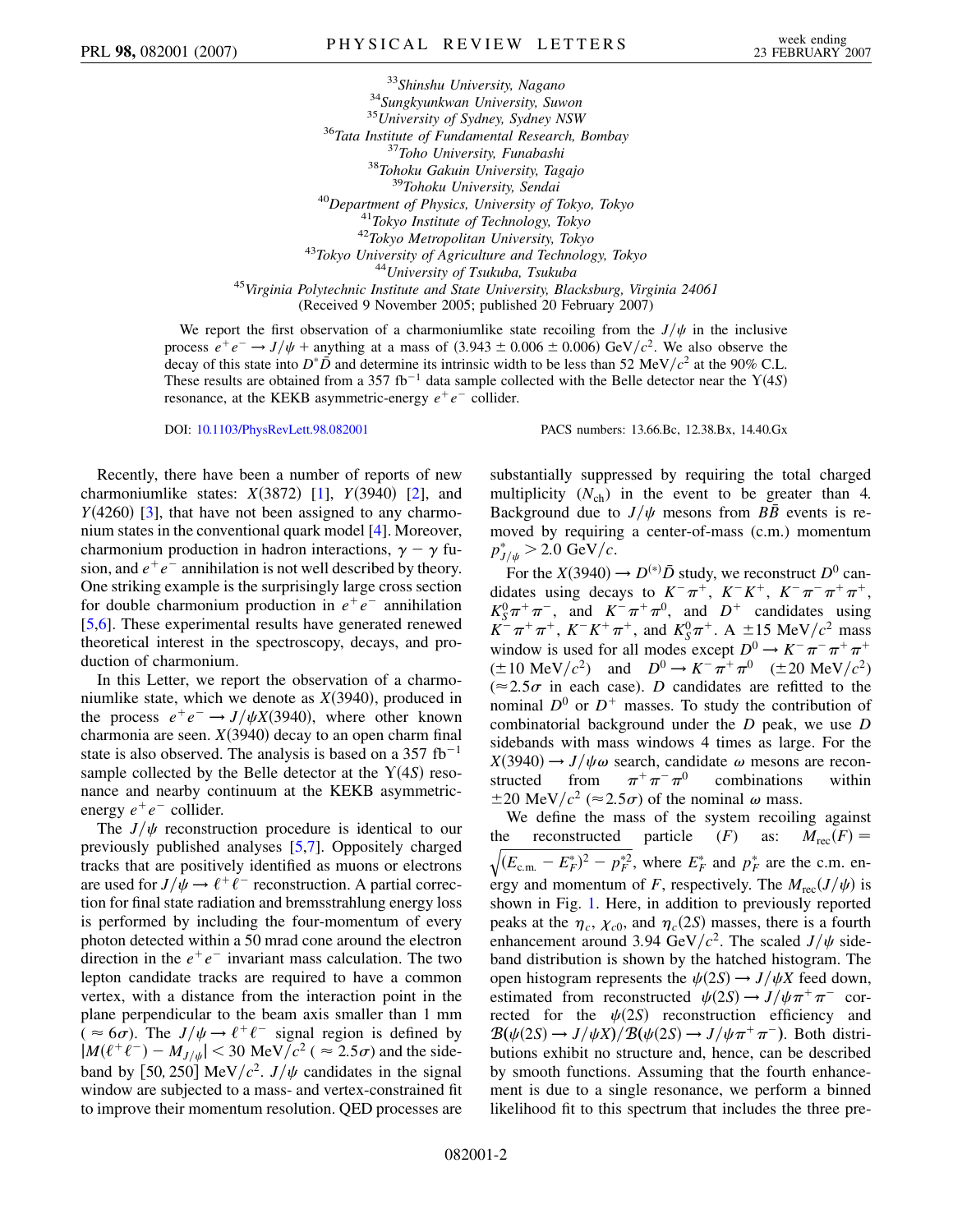[33] Shinshu University, Nagano
[34] Sungkyunkwan University, Suwon
[35] University of Sydney, Sydney NSW
[36] Tata Institute of Fundamental Research, Bombay
[37] Toho University, Funabashi
[38] Tohoku Gakuin University, Tagajo
[39] Tohoku University, Sendai
[40] Department of Physics, University of Tokyo, Tokyo
[41] Tokyo Institute of Technology, Tokyo
[42] Tokyo Metropolitan University, Tokyo
[43] Tokyo University of Agriculture and Technology, Tokyo
[44] University of Tsukuba, Tsukuba
[45] Virginia Polytechnic Institute and State University, Blacksburg, Virginia 24061
(Received 9 November 2005; published 20 February 2007)

We report the first observation of a charmoniumlike state recoiling from the $J/\psi$ in the inclusive process $e^+e^- \to J/\psi$ + anything at a mass of $(3.943 \pm 0.006 \pm 0.006)$ GeV/$c^2$. We also observe the decay of this state into $D^*\bar{D}$ and determine its intrinsic width to be less than 52 MeV/$c^2$ at the 90% C.L. These results are obtained from a 357 fb$^{-1}$ data sample collected with the Belle detector near the $\Upsilon(4S)$ resonance, at the KEKB asymmetric-energy $e^+e^-$ collider.

DOI: 10.1103/PhysRevLett.98.082001 PACS numbers: 13.66.Bc, 12.38.Bx, 14.40.Gx

Recently, there have been a number of reports of new charmoniumlike states: $X(3872)$ [1], $Y(3940)$ [2], and $Y(4260)$ [3], that have not been assigned to any charmonium states in the conventional quark model [4]. Moreover, charmonium production in hadron interactions, $\gamma - \gamma$ fusion, and $e^+e^-$ annihilation is not well described by theory. One striking example is the surprisingly large cross section for double charmonium production in $e^+e^-$ annihilation [5,6]. These experimental results have generated renewed theoretical interest in the spectroscopy, decays, and production of charmonium.

In this Letter, we report the observation of a charmoniumlike state, which we denote as $X(3940)$, produced in the process $e^+e^- \to J/\psi X(3940)$, where other known charmonia are seen. $X(3940)$ decay to an open charm final state is also observed. The analysis is based on a 357 fb$^{-1}$ sample collected by the Belle detector at the $\Upsilon(4S)$ resonance and nearby continuum at the KEKB asymmetric-energy $e^+e^-$ collider.

The $J/\psi$ reconstruction procedure is identical to our previously published analyses [5,7]. Oppositely charged tracks that are positively identified as muons or electrons are used for $J/\psi \to \ell^+\ell^-$ reconstruction. A partial correction for final state radiation and bremsstrahlung energy loss is performed by including the four-momentum of every photon detected within a 50 mrad cone around the electron direction in the $e^+e^-$ invariant mass calculation. The two lepton candidate tracks are required to have a common vertex, with a distance from the interaction point in the plane perpendicular to the beam axis smaller than 1 mm ($\approx 6\sigma$). The $J/\psi \to \ell^+\ell^-$ signal region is defined by $|M(\ell^+\ell^-) - M_{J/\psi}| < 30$ MeV/$c^2$ ($\approx 2.5\sigma$) and the sideband by $[50, 250]$ MeV/$c^2$. $J/\psi$ candidates in the signal window are subjected to a mass- and vertex-constrained fit to improve their momentum resolution. QED processes are substantially suppressed by requiring the total charged multiplicity ($N_{\rm ch}$) in the event to be greater than 4. Background due to $J/\psi$ mesons from $B\bar{B}$ events is removed by requiring a center-of-mass (c.m.) momentum $p^*_{J/\psi} > 2.0$ GeV/$c$.

For the $X(3940) \to D^{(*)}\bar{D}$ study, we reconstruct $D^0$ candidates using decays to $K^-\pi^+$, $K^-K^+$, $K^-\pi^-\pi^+\pi^+$, $K^0_S\pi^+\pi^-$, and $K^-\pi^+\pi^0$, and $D^+$ candidates using $K^-\pi^+\pi^+$, $K^-K^+\pi^+$, and $K^0_S\pi^+$. A $\pm 15$ MeV/$c^2$ mass window is used for all modes except $D^0 \to K^-\pi^-\pi^+\pi^+$ ($\pm 10$ MeV/$c^2$) and $D^0 \to K^-\pi^+\pi^0$ ($\pm 20$ MeV/$c^2$) ($\approx 2.5\sigma$ in each case). $D$ candidates are refitted to the nominal $D^0$ or $D^+$ masses. To study the contribution of combinatorial background under the $D$ peak, we use $D$ sidebands with mass windows 4 times as large. For the $X(3940) \to J/\psi\omega$ search, candidate $\omega$ mesons are reconstructed from $\pi^+\pi^-\pi^0$ combinations within $\pm 20$ MeV/$c^2$ ($\approx 2.5\sigma$) of the nominal $\omega$ mass.

We define the mass of the system recoiling against the reconstructed particle ($F$) as: $M_{\rm rec}(F) = \sqrt{(E_{\rm c.m.} - E^*_F)^2 - p^{*2}_F}$, where $E^*_F$ and $p^*_F$ are the c.m. energy and momentum of $F$, respectively. The $M_{\rm rec}(J/\psi)$ is shown in Fig. 1. Here, in addition to previously reported peaks at the $\eta_c$, $\chi_{c0}$, and $\eta_c(2S)$ masses, there is a fourth enhancement around 3.94 GeV/$c^2$. The scaled $J/\psi$ sideband distribution is shown by the hatched histogram. The open histogram represents the $\psi(2S) \to J/\psi X$ feed down, estimated from reconstructed $\psi(2S) \to J/\psi\pi^+\pi^-$ corrected for the $\psi(2S)$ reconstruction efficiency and $\mathcal{B}(\psi(2S) \to J/\psi X)/\mathcal{B}(\psi(2S) \to J/\psi\pi^+\pi^-)$. Both distributions exhibit no structure and, hence, can be described by smooth functions. Assuming that the fourth enhancement is due to a single resonance, we perform a binned likelihood fit to this spectrum that includes the three pre-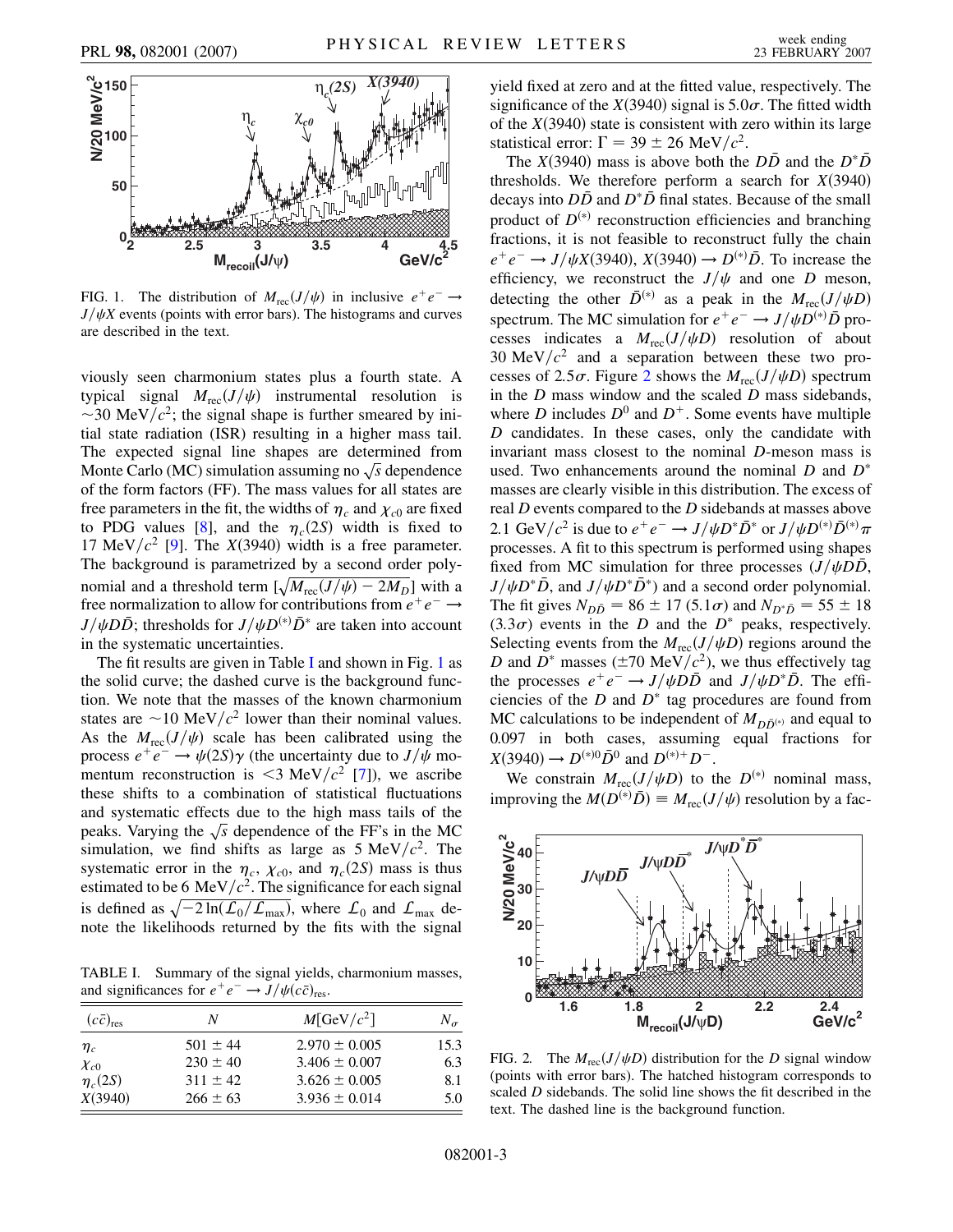FIG. 1. The distribution of $M_{rec}(J/\psi)$ in inclusive $e^+e^- \to J/\psi X$ events (points with error bars). The histograms and curves are described in the text.

viously seen charmonium states plus a fourth state. A typical signal $M_{rec}(J/\psi)$ instrumental resolution is $\sim$30 MeV/$c^2$; the signal shape is further smeared by initial state radiation (ISR) resulting in a higher mass tail. The expected signal line shapes are determined from Monte Carlo (MC) simulation assuming no $\sqrt{s}$ dependence of the form factors (FF). The mass values for all states are free parameters in the fit, the widths of $\eta_c$ and $\chi_{c0}$ are fixed to PDG values [8], and the $\eta_c(2S)$ width is fixed to 17 MeV/$c^2$ [9]. The $X(3940)$ width is a free parameter. The background is parametrized by a second order polynomial and a threshold term $[\sqrt{M_{rec}(J/\psi) - 2M_D}]$ with a free normalization to allow for contributions from $e^+e^- \to J/\psi D\bar{D}$; thresholds for $J/\psi D^{(*)}\bar{D}^*$ are taken into account in the systematic uncertainties.

The fit results are given in Table I and shown in Fig. 1 as the solid curve; the dashed curve is the background function. We note that the masses of the known charmonium states are $\sim$10 MeV/$c^2$ lower than their nominal values. As the $M_{rec}(J/\psi)$ scale has been calibrated using the process $e^+e^- \to \psi(2S)\gamma$ (the uncertainty due to $J/\psi$ momentum reconstruction is $<$3 MeV/$c^2$ [7]), we ascribe these shifts to a combination of statistical fluctuations and systematic effects due to the high mass tails of the peaks. Varying the $\sqrt{s}$ dependence of the FF's in the MC simulation, we find shifts as large as 5 MeV/$c^2$. The systematic error in the $\eta_c$, $\chi_{c0}$, and $\eta_c(2S)$ mass is thus estimated to be 6 MeV/$c^2$. The significance for each signal is defined as $\sqrt{-2\ln(\mathcal{L}_0/\mathcal{L}_{max})}$, where $\mathcal{L}_0$ and $\mathcal{L}_{max}$ denote the likelihoods returned by the fits with the signal yield fixed at zero and at the fitted value, respectively. The significance of the $X(3940)$ signal is $5.0\sigma$. The fitted width of the $X(3940)$ state is consistent with zero within its large statistical error: $\Gamma = 39 \pm 26$ MeV/$c^2$.

TABLE I. Summary of the signal yields, charmonium masses, and significances for $e^+e^- \to J/\psi(c\bar{c})_{res}$.

| $(c\bar{c})_{res}$ | $N$ | $M$[GeV/$c^2$] | $N_\sigma$ |
|---|---|---|---|
| $\eta_c$ | $501 \pm 44$ | $2.970 \pm 0.005$ | 15.3 |
| $\chi_{c0}$ | $230 \pm 40$ | $3.406 \pm 0.007$ | 6.3 |
| $\eta_c(2S)$ | $311 \pm 42$ | $3.626 \pm 0.005$ | 8.1 |
| $X(3940)$ | $266 \pm 63$ | $3.936 \pm 0.014$ | 5.0 |

The $X(3940)$ mass is above both the $D\bar{D}$ and the $D^*\bar{D}$ thresholds. We therefore perform a search for $X(3940)$ decays into $D\bar{D}$ and $D^*\bar{D}$ final states. Because of the small product of $D^{(*)}$ reconstruction efficiencies and branching fractions, it is not feasible to reconstruct fully the chain $e^+e^- \to J/\psi X(3940)$, $X(3940) \to D^{(*)}\bar{D}$. To increase the efficiency, we reconstruct the $J/\psi$ and one $D$ meson, detecting the other $\bar{D}^{(*)}$ as a peak in the $M_{rec}(J/\psi D)$ spectrum. The MC simulation for $e^+e^- \to J/\psi D^{(*)}\bar{D}$ processes indicates a $M_{rec}(J/\psi D)$ resolution of about 30 MeV/$c^2$ and a separation between these two processes of $2.5\sigma$. Figure 2 shows the $M_{rec}(J/\psi D)$ spectrum in the $D$ mass window and the scaled $D$ mass sidebands, where $D$ includes $D^0$ and $D^+$. Some events have multiple $D$ candidates. In these cases, only the candidate with invariant mass closest to the nominal $D$-meson mass is used. Two enhancements around the nominal $D$ and $D^*$ masses are clearly visible in this distribution. The excess of real $D$ events compared to the $D$ sidebands at masses above 2.1 GeV/$c^2$ is due to $e^+e^- \to J/\psi D^*\bar{D}^*$ or $J/\psi D^{(*)}\bar{D}^{(*)}\pi$ processes. A fit to this spectrum is performed using shapes fixed from MC simulation for three processes ($J/\psi D\bar{D}$, $J/\psi D^*\bar{D}$, and $J/\psi D^*\bar{D}^*$) and a second order polynomial. The fit gives $N_{D\bar{D}} = 86 \pm 17$ ($5.1\sigma$) and $N_{D^*\bar{D}} = 55 \pm 18$ ($3.3\sigma$) events in the $D$ and the $D^*$ peaks, respectively. Selecting events from the $M_{rec}(J/\psi D)$ regions around the $D$ and $D^*$ masses ($\pm$70 MeV/$c^2$), we thus effectively tag the processes $e^+e^- \to J/\psi D\bar{D}$ and $J/\psi D^*\bar{D}$. The efficiencies of the $D$ and $D^*$ tag procedures are found from MC calculations to be independent of $M_{D\bar{D}^{(*)}}$ and equal to 0.097 in both cases, assuming equal fractions for $X(3940) \to D^{(*)0}\bar{D}^0$ and $D^{(*)+}D^-$.

We constrain $M_{rec}(J/\psi D)$ to the $D^{(*)}$ nominal mass, improving the $M(D^{(*)}\bar{D}) \equiv M_{rec}(J/\psi)$ resolution by a fac-

FIG. 2. The $M_{rec}(J/\psi D)$ distribution for the $D$ signal window (points with error bars). The hatched histogram corresponds to scaled $D$ sidebands. The solid line shows the fit described in the text. The dashed line is the background function.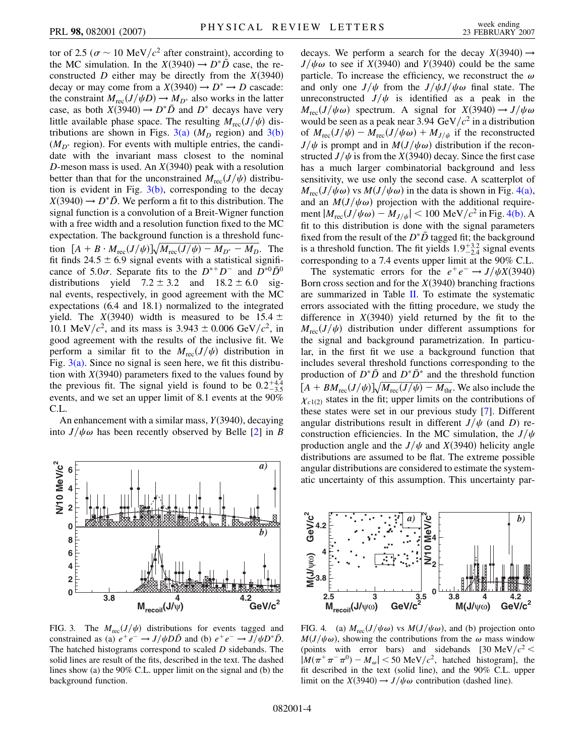tor of 2.5 ($\sigma \sim 10$ MeV/$c^2$ after constraint), according to the MC simulation. In the $X(3940) \to D^*\bar{D}$ case, the reconstructed $D$ either may be directly from the $X(3940)$ decay or may come from a $X(3940) \to D^* \to D$ cascade: the constraint $M_{\rm rec}(J/\psi D) \to M_{D^*}$ also works in the latter case, as both $X(3940) \to D^*\bar{D}$ and $D^*$ decays have very little available phase space. The resulting $M_{\rm rec}(J/\psi)$ distributions are shown in Figs. 3(a) ($M_D$ region) and 3(b) ($M_{D^*}$ region). For events with multiple entries, the candidate with the invariant mass closest to the nominal $D$-meson mass is used. An $X(3940)$ peak with a resolution better than that for the unconstrained $M_{\rm rec}(J/\psi)$ distribution is evident in Fig. 3(b), corresponding to the decay $X(3940) \to D^*\bar{D}$. We perform a fit to this distribution. The signal function is a convolution of a Breit-Wigner function with a free width and a resolution function fixed to the MC expectation. The background function is a threshold function $[A + B \cdot M_{\rm rec}(J/\psi)]\sqrt{M_{\rm rec}(J/\psi) - M_{D^*} - M_D}$. The fit finds $24.5 \pm 6.9$ signal events with a statistical significance of $5.0\sigma$. Separate fits to the $D^{*+}D^-$ and $D^{*0}\bar{D}^0$ distributions yield $7.2 \pm 3.2$ and $18.2 \pm 6.0$ signal events, respectively, in good agreement with the MC expectations (6.4 and 18.1) normalized to the integrated yield. The $X(3940)$ width is measured to be $15.4 \pm 10.1$ MeV/$c^2$, and its mass is $3.943 \pm 0.006$ GeV/$c^2$, in good agreement with the results of the inclusive fit. We perform a similar fit to the $M_{\rm rec}(J/\psi)$ distribution in Fig. 3(a). Since no signal is seen here, we fit this distribution with $X(3940)$ parameters fixed to the values found by the previous fit. The signal yield is found to be $0.2^{+4.4}_{-3.5}$ events, and we set an upper limit of 8.1 events at the 90% C.L.

An enhancement with a similar mass, $Y(3940)$, decaying into $J/\psi\omega$ has been recently observed by Belle [2] in $B$ decays. We perform a search for the decay $X(3940) \to J/\psi\omega$ to see if $X(3940)$ and $Y(3940)$ could be the same particle. To increase the efficiency, we reconstruct the $\omega$ and only one $J/\psi$ from the $J/\psi J/\psi\omega$ final state. The unreconstructed $J/\psi$ is identified as a peak in the $M_{\rm rec}(J/\psi\omega)$ spectrum. A signal for $X(3940) \to J/\psi\omega$ would be seen as a peak near 3.94 GeV/$c^2$ in a distribution of $M_{\rm rec}(J/\psi) - M_{\rm rec}(J/\psi\omega) + M_{J/\psi}$ if the reconstructed $J/\psi$ is prompt and in $M(J/\psi\omega)$ distribution if the reconstructed $J/\psi$ is from the $X(3940)$ decay. Since the first case has a much larger combinatorial background and less sensitivity, we use only the second case. A scatterplot of $M_{\rm rec}(J/\psi\omega)$ vs $M(J/\psi\omega)$ in the data is shown in Fig. 4(a), and an $M(J/\psi\omega)$ projection with the additional requirement $|M_{\rm rec}(J/\psi\omega) - M_{J/\psi}| < 100$ MeV/$c^2$ in Fig. 4(b). A fit to this distribution is done with the signal parameters fixed from the result of the $D^*\bar{D}$ tagged fit; the background is a threshold function. The fit yields $1.9^{+3.2}_{-2.4}$ signal events corresponding to a 7.4 events upper limit at the 90% C.L.

The systematic errors for the $e^+e^- \to J/\psi X(3940)$ Born cross section and for the $X(3940)$ branching fractions are summarized in Table II. To estimate the systematic errors associated with the fitting procedure, we study the difference in $X(3940)$ yield returned by the fit to the $M_{\rm rec}(J/\psi)$ distribution under different assumptions for the signal and background parametrization. In particular, in the first fit we use a background function that includes several threshold functions corresponding to the production of $D^*\bar{D}$ and $D^*\bar{D}^*$ and the threshold function $[A + BM_{\rm rec}(J/\psi)]\sqrt{M_{\rm rec}(J/\psi) - M_{\rm thr}}$. We also include the $\chi_{c1(2)}$ states in the fit; upper limits on the contributions of these states were set in our previous study [7]. Different angular distributions result in different $J/\psi$ (and $D$) reconstruction efficiencies. In the MC simulation, the $J/\psi$ production angle and the $J/\psi$ and $X(3940)$ helicity angle distributions are assumed to be flat. The extreme possible angular distributions are considered to estimate the systematic uncertainty of this assumption. This uncertainty par-

FIG. 3. The $M_{\rm rec}(J/\psi)$ distributions for events tagged and constrained as (a) $e^+e^- \to J/\psi D\bar{D}$ and (b) $e^+e^- \to J/\psi D^*\bar{D}$. The hatched histograms correspond to scaled $D$ sidebands. The solid lines are result of the fits, described in the text. The dashed lines show (a) the 90% C.L. upper limit on the signal and (b) the background function.

FIG. 4. (a) $M_{\rm rec}(J/\psi\omega)$ vs $M(J/\psi\omega)$, and (b) projection onto $M(J/\psi\omega)$, showing the contributions from the $\omega$ mass window (points with error bars) and sidebands [30 MeV/$c^2$ < $|M(\pi^+\pi^-\pi^0) - M_\omega| < 50$ MeV/$c^2$, hatched histogram], the fit described in the text (solid line), and the 90% C.L. upper limit on the $X(3940) \to J/\psi\omega$ contribution (dashed line).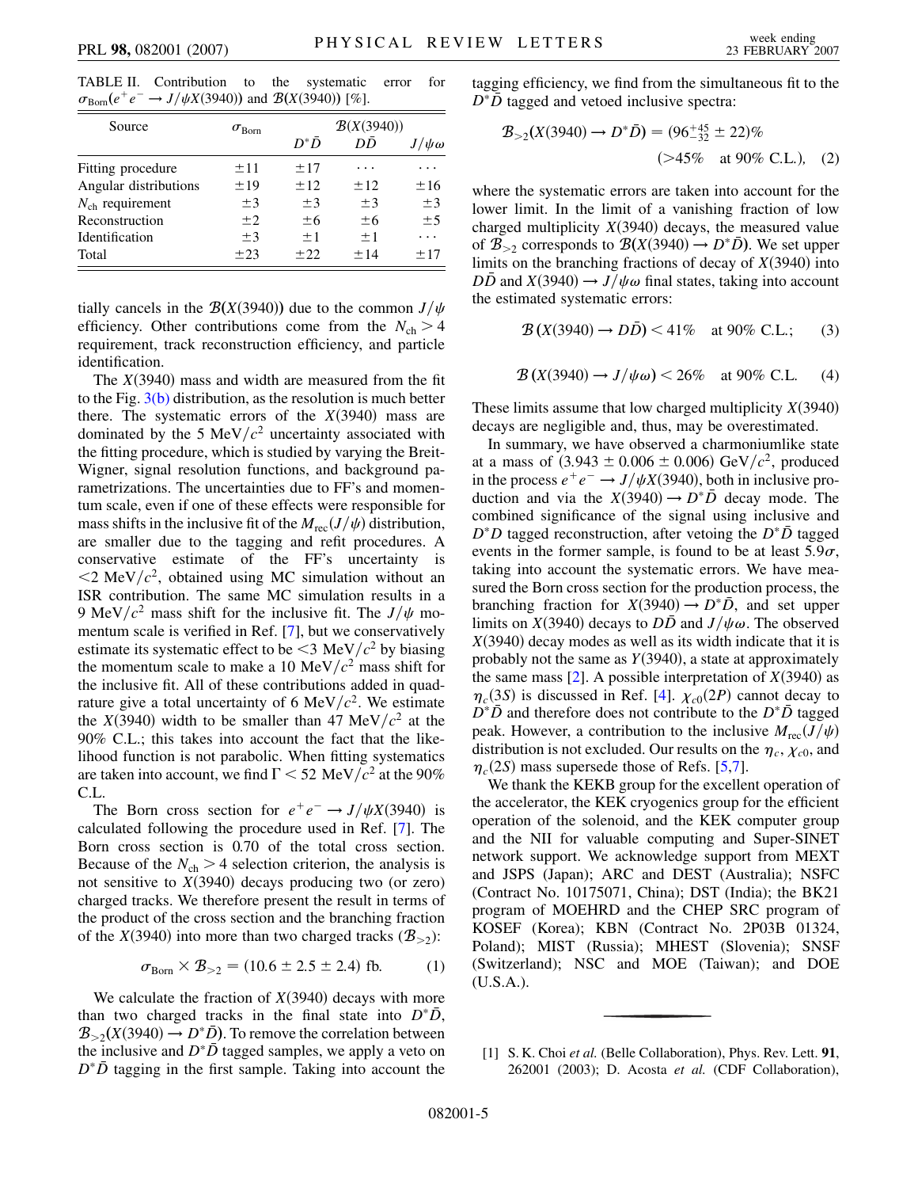TABLE II. Contribution to the systematic error for $\sigma_{\text{Born}}(e^+e^- \to J/\psi X(3940))$ and $\mathcal{B}(X(3940))$ [%].

| Source | $\sigma_{\text{Born}}$ | $\mathcal{B}(X(3940))$ | | |
|---|---|---|---|---|
| | | $D^*\bar{D}$ | $D\bar{D}$ | $J/\psi\omega$ |
| Fitting procedure | $\pm 11$ | $\pm 17$ | $\cdots$ | $\cdots$ |
| Angular distributions | $\pm 19$ | $\pm 12$ | $\pm 12$ | $\pm 16$ |
| $N_{\text{ch}}$ requirement | $\pm 3$ | $\pm 3$ | $\pm 3$ | $\pm 3$ |
| Reconstruction | $\pm 2$ | $\pm 6$ | $\pm 6$ | $\pm 5$ |
| Identification | $\pm 3$ | $\pm 1$ | $\pm 1$ | $\cdots$ |
| Total | $\pm 23$ | $\pm 22$ | $\pm 14$ | $\pm 17$ |

tially cancels in the $\mathcal{B}(X(3940))$ due to the common $J/\psi$ efficiency. Other contributions come from the $N_{\text{ch}} > 4$ requirement, track reconstruction efficiency, and particle identification.

The $X(3940)$ mass and width are measured from the fit to the Fig. 3(b) distribution, as the resolution is much better there. The systematic errors of the $X(3940)$ mass are dominated by the 5 $\text{MeV}/c^2$ uncertainty associated with the fitting procedure, which is studied by varying the Breit-Wigner, signal resolution functions, and background parametrizations. The uncertainties due to FF's and momentum scale, even if one of these effects were responsible for mass shifts in the inclusive fit of the $M_{\text{rec}}(J/\psi)$ distribution, are smaller due to the tagging and refit procedures. A conservative estimate of the FF's uncertainty is $<2$ $\text{MeV}/c^2$, obtained using MC simulation without an ISR contribution. The same MC simulation results in a 9 $\text{MeV}/c^2$ mass shift for the inclusive fit. The $J/\psi$ momentum scale is verified in Ref. [7], but we conservatively estimate its systematic effect to be $<3$ $\text{MeV}/c^2$ by biasing the momentum scale to make a 10 $\text{MeV}/c^2$ mass shift for the inclusive fit. All of these contributions added in quadrature give a total uncertainty of 6 $\text{MeV}/c^2$. We estimate the $X(3940)$ width to be smaller than 47 $\text{MeV}/c^2$ at the 90% C.L.; this takes into account the fact that the likelihood function is not parabolic. When fitting systematics are taken into account, we find $\Gamma < 52$ $\text{MeV}/c^2$ at the 90% C.L.

The Born cross section for $e^+e^- \to J/\psi X(3940)$ is calculated following the procedure used in Ref. [7]. The Born cross section is 0.70 of the total cross section. Because of the $N_{\text{ch}} > 4$ selection criterion, the analysis is not sensitive to $X(3940)$ decays producing two (or zero) charged tracks. We therefore present the result in terms of the product of the cross section and the branching fraction of the $X(3940)$ into more than two charged tracks ($\mathcal{B}_{>2}$):

$$\sigma_{\text{Born}} \times \mathcal{B}_{>2} = (10.6 \pm 2.5 \pm 2.4) \text{ fb}. \tag{1}$$

We calculate the fraction of $X(3940)$ decays with more than two charged tracks in the final state into $D^*\bar{D}$, $\mathcal{B}_{>2}(X(3940) \to D^*\bar{D})$. To remove the correlation between the inclusive and $D^*\bar{D}$ tagged samples, we apply a veto on $D^*\bar{D}$ tagging in the first sample. Taking into account the tagging efficiency, we find from the simultaneous fit to the $D^*\bar{D}$ tagged and vetoed inclusive spectra:

$$\mathcal{B}_{>2}(X(3940) \to D^*\bar{D}) = (96^{+45}_{-32} \pm 22)\% \quad (>45\% \quad \text{at 90\% C.L.}), \tag{2}$$

where the systematic errors are taken into account for the lower limit. In the limit of a vanishing fraction of low charged multiplicity $X(3940)$ decays, the measured value of $\mathcal{B}_{>2}$ corresponds to $\mathcal{B}(X(3940) \to D^*\bar{D})$. We set upper limits on the branching fractions of decay of $X(3940)$ into $D\bar{D}$ and $X(3940) \to J/\psi\omega$ final states, taking into account the estimated systematic errors:

$$\mathcal{B}(X(3940) \to D\bar{D}) < 41\% \quad \text{at 90\% C.L.}; \tag{3}$$

$$\mathcal{B}(X(3940) \to J/\psi\omega) < 26\% \quad \text{at 90\% C.L.} \tag{4}$$

These limits assume that low charged multiplicity $X(3940)$ decays are negligible and, thus, may be overestimated.

In summary, we have observed a charmoniumlike state at a mass of $(3.943 \pm 0.006 \pm 0.006)$ $\text{GeV}/c^2$, produced in the process $e^+e^- \to J/\psi X(3940)$, both in inclusive production and via the $X(3940) \to D^*\bar{D}$ decay mode. The combined significance of the signal using inclusive and $D^*D$ tagged reconstruction, after vetoing the $D^*\bar{D}$ tagged events in the former sample, is found to be at least $5.9\sigma$, taking into account the systematic errors. We have measured the Born cross section for the production process, the branching fraction for $X(3940) \to D^*\bar{D}$, and set upper limits on $X(3940)$ decays to $D\bar{D}$ and $J/\psi\omega$. The observed $X(3940)$ decay modes as well as its width indicate that it is probably not the same as $Y(3940)$, a state at approximately the same mass [2]. A possible interpretation of $X(3940)$ as $\eta_c(3S)$ is discussed in Ref. [4]. $\chi_{c0}(2P)$ cannot decay to $D^*\bar{D}$ and therefore does not contribute to the $D^*\bar{D}$ tagged peak. However, a contribution to the inclusive $M_{\text{rec}}(J/\psi)$ distribution is not excluded. Our results on the $\eta_c$, $\chi_{c0}$, and $\eta_c(2S)$ mass supersede those of Refs. [5,7].

We thank the KEKB group for the excellent operation of the accelerator, the KEK cryogenics group for the efficient operation of the solenoid, and the KEK computer group and the NII for valuable computing and Super-SINET network support. We acknowledge support from MEXT and JSPS (Japan); ARC and DEST (Australia); NSFC (Contract No. 10175071, China); DST (India); the BK21 program of MOEHRD and the CHEP SRC program of KOSEF (Korea); KBN (Contract No. 2P03B 01324, Poland); MIST (Russia); MHEST (Slovenia); SNSF (Switzerland); NSC and MOE (Taiwan); and DOE (U.S.A.).

---

[1] S. K. Choi *et al.* (Belle Collaboration), Phys. Rev. Lett. **91**, 262001 (2003); D. Acosta *et al.* (CDF Collaboration),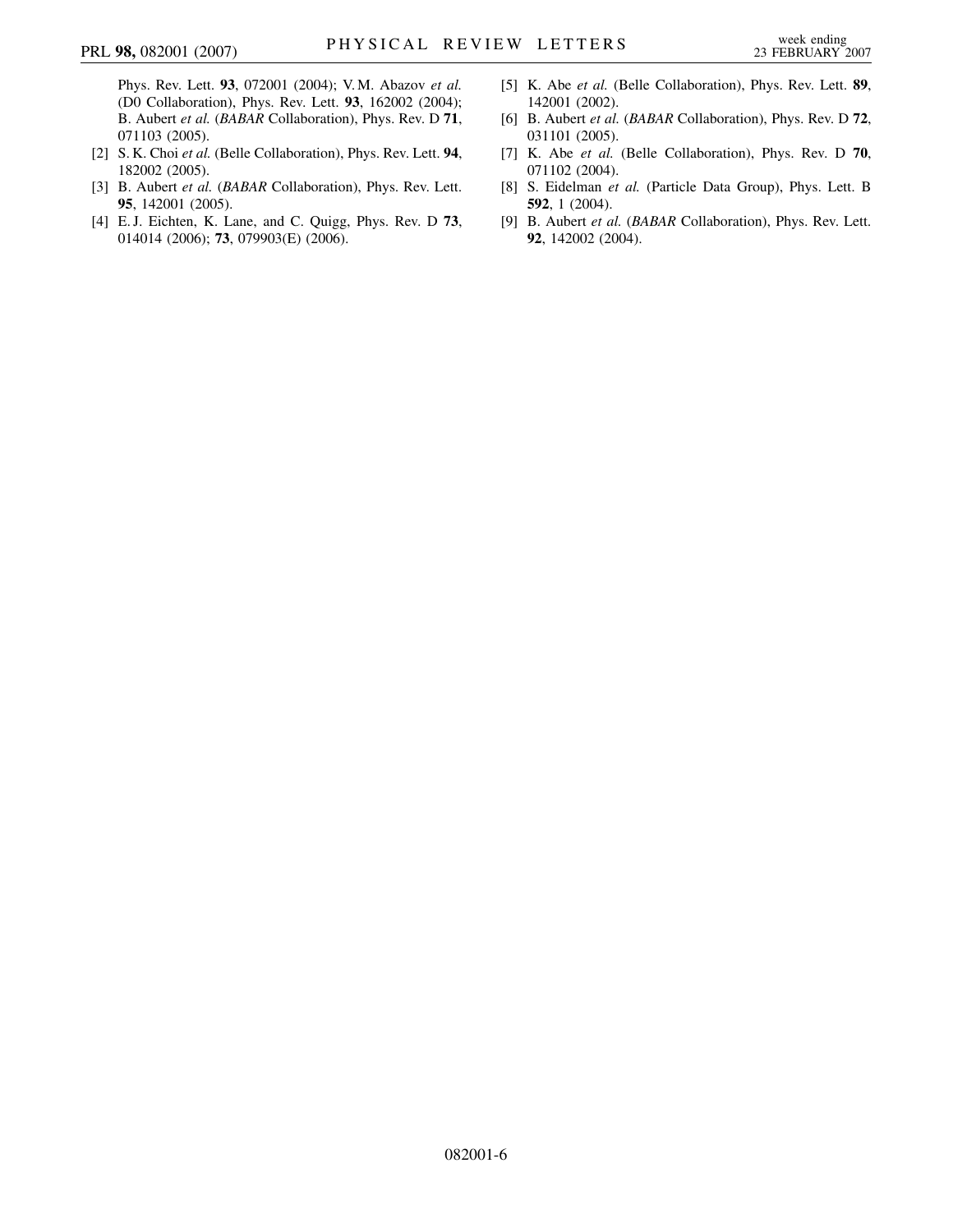Phys. Rev. Lett. **93**, 072001 (2004); V. M. Abazov *et al.* (D0 Collaboration), Phys. Rev. Lett. **93**, 162002 (2004); B. Aubert *et al.* (*BABAR* Collaboration), Phys. Rev. D **71**, 071103 (2005).

[2] S. K. Choi *et al.* (Belle Collaboration), Phys. Rev. Lett. **94**, 182002 (2005).

[3] B. Aubert *et al.* (*BABAR* Collaboration), Phys. Rev. Lett. **95**, 142001 (2005).

[4] E. J. Eichten, K. Lane, and C. Quigg, Phys. Rev. D **73**, 014014 (2006); **73**, 079903(E) (2006).

[5] K. Abe *et al.* (Belle Collaboration), Phys. Rev. Lett. **89**, 142001 (2002).

[6] B. Aubert *et al.* (*BABAR* Collaboration), Phys. Rev. D **72**, 031101 (2005).

[7] K. Abe *et al.* (Belle Collaboration), Phys. Rev. D **70**, 071102 (2004).

[8] S. Eidelman *et al.* (Particle Data Group), Phys. Lett. B **592**, 1 (2004).

[9] B. Aubert *et al.* (*BABAR* Collaboration), Phys. Rev. Lett. **92**, 142002 (2004).